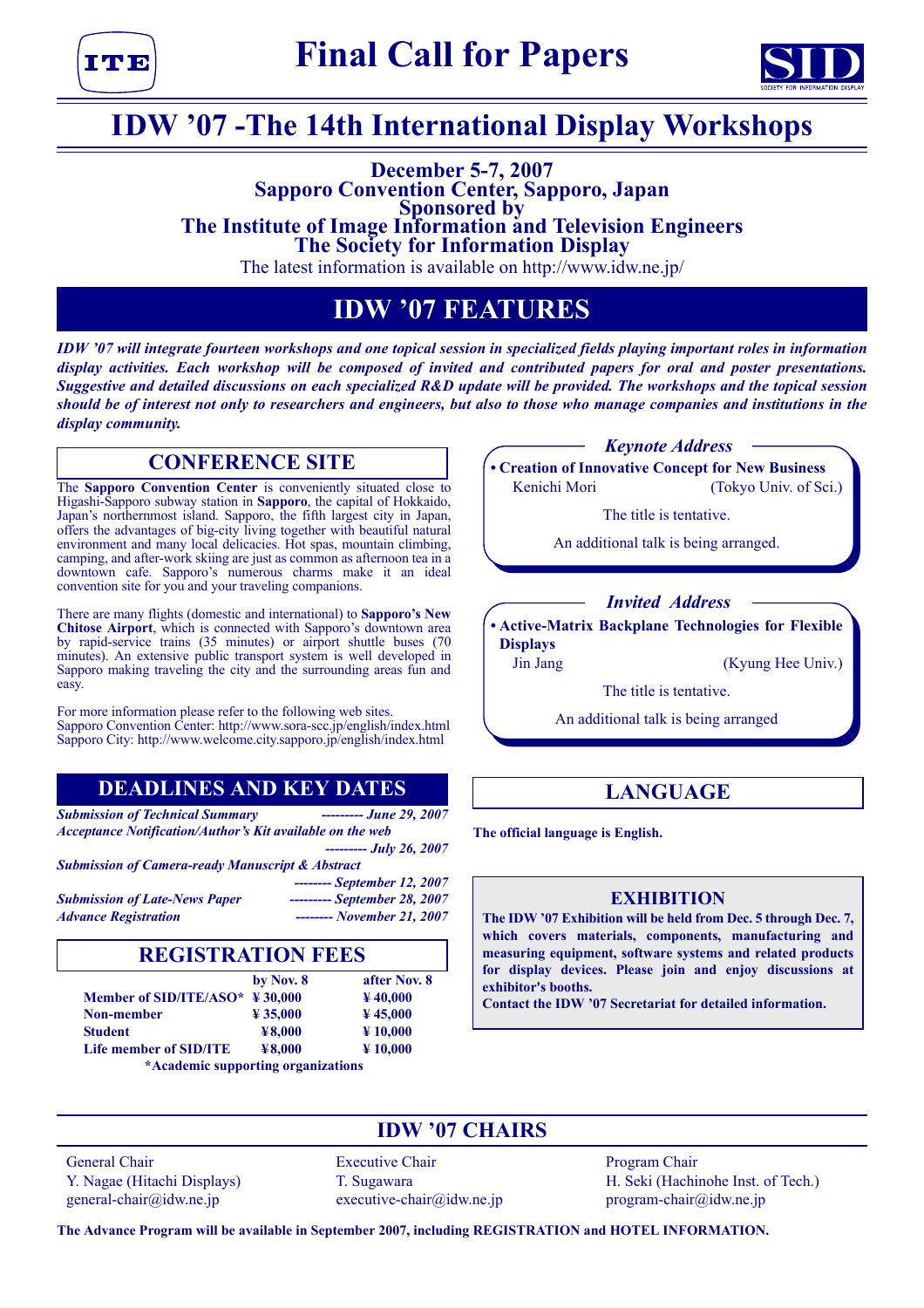# Final Call for Papers

# IDW '07 -The 14th International Display Workshops

**December 5-7, 2007**
**Sapporo Convention Center, Sapporo, Japan**
**Sponsored by**
**The Institute of Image Information and Television Engineers**
**The Society for Information Display**

The latest information is available on http://www.idw.ne.jp/

## IDW '07 FEATURES

***IDW '07 will integrate fourteen workshops and one topical session in specialized fields playing important roles in information display activities. Each workshop will be composed of invited and contributed papers for oral and poster presentations. Suggestive and detailed discussions on each specialized R&D update will be provided. The workshops and the topical session should be of interest not only to researchers and engineers, but also to those who manage companies and institutions in the display community.***

## CONFERENCE SITE

The **Sapporo Convention Center** is conveniently situated close to Higashi-Sapporo subway station in **Sapporo**, the capital of Hokkaido, Japan's northernmost island. Sapporo, the fifth largest city in Japan, offers the advantages of big-city living together with beautiful natural environment and many local delicacies. Hot spas, mountain climbing, camping, and after-work skiing are just as common as afternoon tea in a downtown cafe. Sapporo's numerous charms make it an ideal convention site for you and your traveling companions.

There are many flights (domestic and international) to **Sapporo's New Chitose Airport**, which is connected with Sapporo's downtown area by rapid-service trains (35 minutes) or airport shuttle buses (70 minutes). An extensive public transport system is well developed in Sapporo making traveling the city and the surrounding areas fun and easy.

For more information please refer to the following web sites.
Sapporo Convention Center: http://www.sora-scc.jp/english/index.html
Sapporo City: http://www.welcome.city.sapporo.jp/english/index.html

## DEADLINES AND KEY DATES

***Submission of Technical Summary*** --------- ***June 29, 2007***
***Acceptance Notification/Author's Kit available on the web*** --------- ***July 26, 2007***
***Submission of Camera-ready Manuscript & Abstract*** -------- ***September 12, 2007***
***Submission of Late-News Paper*** --------- ***September 28, 2007***
***Advance Registration*** -------- ***November 21, 2007***

## REGISTRATION FEES

| | by Nov. 8 | after Nov. 8 |
|---|---|---|
| **Member of SID/ITE/ASO*** | **¥ 30,000** | **¥ 40,000** |
| **Non-member** | **¥ 35,000** | **¥ 45,000** |
| **Student** | **¥8,000** | **¥ 10,000** |
| **Life member of SID/ITE** | **¥8,000** | **¥ 10,000** |

***Academic supporting organizations**

### *Keynote Address*

**• Creation of Innovative Concept for New Business**
Kenichi Mori (Tokyo Univ. of Sci.)

The title is tentative.

An additional talk is being arranged.

### *Invited Address*

**• Active-Matrix Backplane Technologies for Flexible Displays**
Jin Jang (Kyung Hee Univ.)

The title is tentative.

An additional talk is being arranged

## LANGUAGE

**The official language is English.**

## EXHIBITION

**The IDW '07 Exhibition will be held from Dec. 5 through Dec. 7, which covers materials, components, manufacturing and measuring equipment, software systems and related products for display devices. Please join and enjoy discussions at exhibitor's booths.**
**Contact the IDW '07 Secretariat for detailed information.**

## IDW '07 CHAIRS

General Chair
Y. Nagae (Hitachi Displays)
general-chair@idw.ne.jp

Executive Chair
T. Sugawara
executive-chair@idw.ne.jp

Program Chair
H. Seki (Hachinohe Inst. of Tech.)
program-chair@idw.ne.jp

**The Advance Program will be available in September 2007, including REGISTRATION and HOTEL INFORMATION.**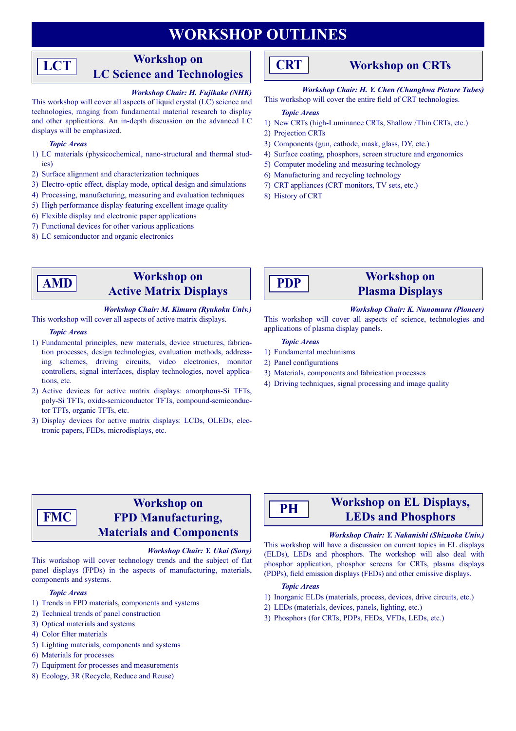# WORKSHOP OUTLINES

## LCT — Workshop on LC Science and Technologies

***Workshop Chair: H. Fujikake (NHK)***

This workshop will cover all aspects of liquid crystal (LC) science and technologies, ranging from fundamental material research to display and other applications. An in-depth discussion on the advanced LC displays will be emphasized.

***Topic Areas***

1) LC materials (physicochemical, nano-structural and thermal studies)
2) Surface alignment and characterization techniques
3) Electro-optic effect, display mode, optical design and simulations
4) Processing, manufacturing, measuring and evaluation techniques
5) High performance display featuring excellent image quality
6) Flexible display and electronic paper applications
7) Functional devices for other various applications
8) LC semiconductor and organic electronics

## CRT — Workshop on CRTs

***Workshop Chair: H. Y. Chen (Chunghwa Picture Tubes)***

This workshop will cover the entire field of CRT technologies.

***Topic Areas***

1) New CRTs (high-Luminance CRTs, Shallow /Thin CRTs, etc.)
2) Projection CRTs
3) Components (gun, cathode, mask, glass, DY, etc.)
4) Surface coating, phosphors, screen structure and ergonomics
5) Computer modeling and measuring technology
6) Manufacturing and recycling technology
7) CRT appliances (CRT monitors, TV sets, etc.)
8) History of CRT

## AMD — Workshop on Active Matrix Displays

***Workshop Chair: M. Kimura (Ryukoku Univ.)***

This workshop will cover all aspects of active matrix displays.

***Topic Areas***

1) Fundamental principles, new materials, device structures, fabrication processes, design technologies, evaluation methods, addressing schemes, driving circuits, video electronics, monitor controllers, signal interfaces, display technologies, novel applications, etc.
2) Active devices for active matrix displays: amorphous-Si TFTs, poly-Si TFTs, oxide-semiconductor TFTs, compound-semiconductor TFTs, organic TFTs, etc.
3) Display devices for active matrix displays: LCDs, OLEDs, electronic papers, FEDs, microdisplays, etc.

## PDP — Workshop on Plasma Displays

***Workshop Chair: K. Nunomura (Pioneer)***

This workshop will cover all aspects of science, technologies and applications of plasma display panels.

***Topic Areas***

1) Fundamental mechanisms
2) Panel configurations
3) Materials, components and fabrication processes
4) Driving techniques, signal processing and image quality

## FMC — Workshop on FPD Manufacturing, Materials and Components

***Workshop Chair: Y. Ukai (Sony)***

This workshop will cover technology trends and the subject of flat panel displays (FPDs) in the aspects of manufacturing, materials, components and systems.

***Topic Areas***

1) Trends in FPD materials, components and systems
2) Technical trends of panel construction
3) Optical materials and systems
4) Color filter materials
5) Lighting materials, components and systems
6) Materials for processes
7) Equipment for processes and measurements
8) Ecology, 3R (Recycle, Reduce and Reuse)

## PH — Workshop on EL Displays, LEDs and Phosphors

***Workshop Chair: Y. Nakanishi (Shizuoka Univ.)***

This workshop will have a discussion on current topics in EL displays (ELDs), LEDs and phosphors. The workshop will also deal with phosphor application, phosphor screens for CRTs, plasma displays (PDPs), field emission displays (FEDs) and other emissive displays.

***Topic Areas***

1) Inorganic ELDs (materials, process, devices, drive circuits, etc.)
2) LEDs (materials, devices, panels, lighting, etc.)
3) Phosphors (for CRTs, PDPs, FEDs, VFDs, LEDs, etc.)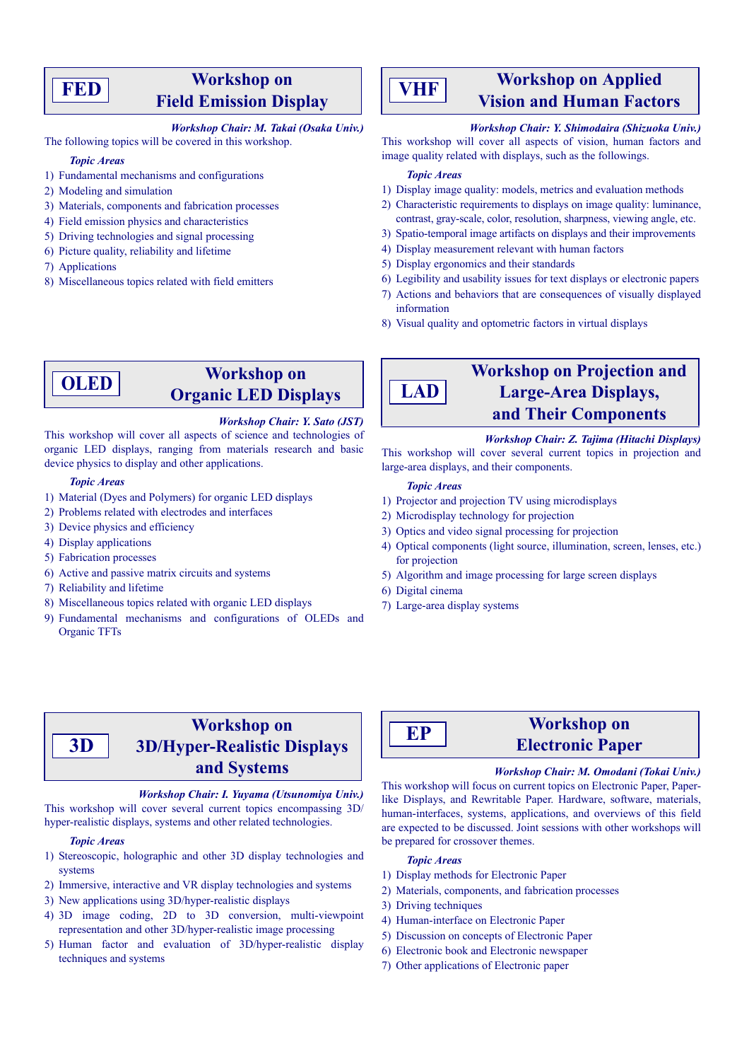## FED Workshop on Field Emission Display

*Workshop Chair: M. Takai (Osaka Univ.)*

The following topics will be covered in this workshop.

*Topic Areas*

1) Fundamental mechanisms and configurations
2) Modeling and simulation
3) Materials, components and fabrication processes
4) Field emission physics and characteristics
5) Driving technologies and signal processing
6) Picture quality, reliability and lifetime
7) Applications
8) Miscellaneous topics related with field emitters

## VHF Workshop on Applied Vision and Human Factors

*Workshop Chair: Y. Shimodaira (Shizuoka Univ.)*

This workshop will cover all aspects of vision, human factors and image quality related with displays, such as the followings.

*Topic Areas*

1) Display image quality: models, metrics and evaluation methods
2) Characteristic requirements to displays on image quality: luminance, contrast, gray-scale, color, resolution, sharpness, viewing angle, etc.
3) Spatio-temporal image artifacts on displays and their improvements
4) Display measurement relevant with human factors
5) Display ergonomics and their standards
6) Legibility and usability issues for text displays or electronic papers
7) Actions and behaviors that are consequences of visually displayed information
8) Visual quality and optometric factors in virtual displays

## OLED Workshop on Organic LED Displays

*Workshop Chair: Y. Sato (JST)*

This workshop will cover all aspects of science and technologies of organic LED displays, ranging from materials research and basic device physics to display and other applications.

*Topic Areas*

1) Material (Dyes and Polymers) for organic LED displays
2) Problems related with electrodes and interfaces
3) Device physics and efficiency
4) Display applications
5) Fabrication processes
6) Active and passive matrix circuits and systems
7) Reliability and lifetime
8) Miscellaneous topics related with organic LED displays
9) Fundamental mechanisms and configurations of OLEDs and Organic TFTs

## LAD Workshop on Projection and Large-Area Displays, and Their Components

*Workshop Chair: Z. Tajima (Hitachi Displays)*

This workshop will cover several current topics in projection and large-area displays, and their components.

*Topic Areas*

1) Projector and projection TV using microdisplays
2) Microdisplay technology for projection
3) Optics and video signal processing for projection
4) Optical components (light source, illumination, screen, lenses, etc.) for projection
5) Algorithm and image processing for large screen displays
6) Digital cinema
7) Large-area display systems

## 3D Workshop on 3D/Hyper-Realistic Displays and Systems

*Workshop Chair: I. Yuyama (Utsunomiya Univ.)*

This workshop will cover several current topics encompassing 3D/hyper-realistic displays, systems and other related technologies.

*Topic Areas*

1) Stereoscopic, holographic and other 3D display technologies and systems
2) Immersive, interactive and VR display technologies and systems
3) New applications using 3D/hyper-realistic displays
4) 3D image coding, 2D to 3D conversion, multi-viewpoint representation and other 3D/hyper-realistic image processing
5) Human factor and evaluation of 3D/hyper-realistic display techniques and systems

## EP Workshop on Electronic Paper

*Workshop Chair: M. Omodani (Tokai Univ.)*

This workshop will focus on current topics on Electronic Paper, Paper-like Displays, and Rewritable Paper. Hardware, software, materials, human-interfaces, systems, applications, and overviews of this field are expected to be discussed. Joint sessions with other workshops will be prepared for crossover themes.

*Topic Areas*

1) Display methods for Electronic Paper
2) Materials, components, and fabrication processes
3) Driving techniques
4) Human-interface on Electronic Paper
5) Discussion on concepts of Electronic Paper
6) Electronic book and Electronic newspaper
7) Other applications of Electronic paper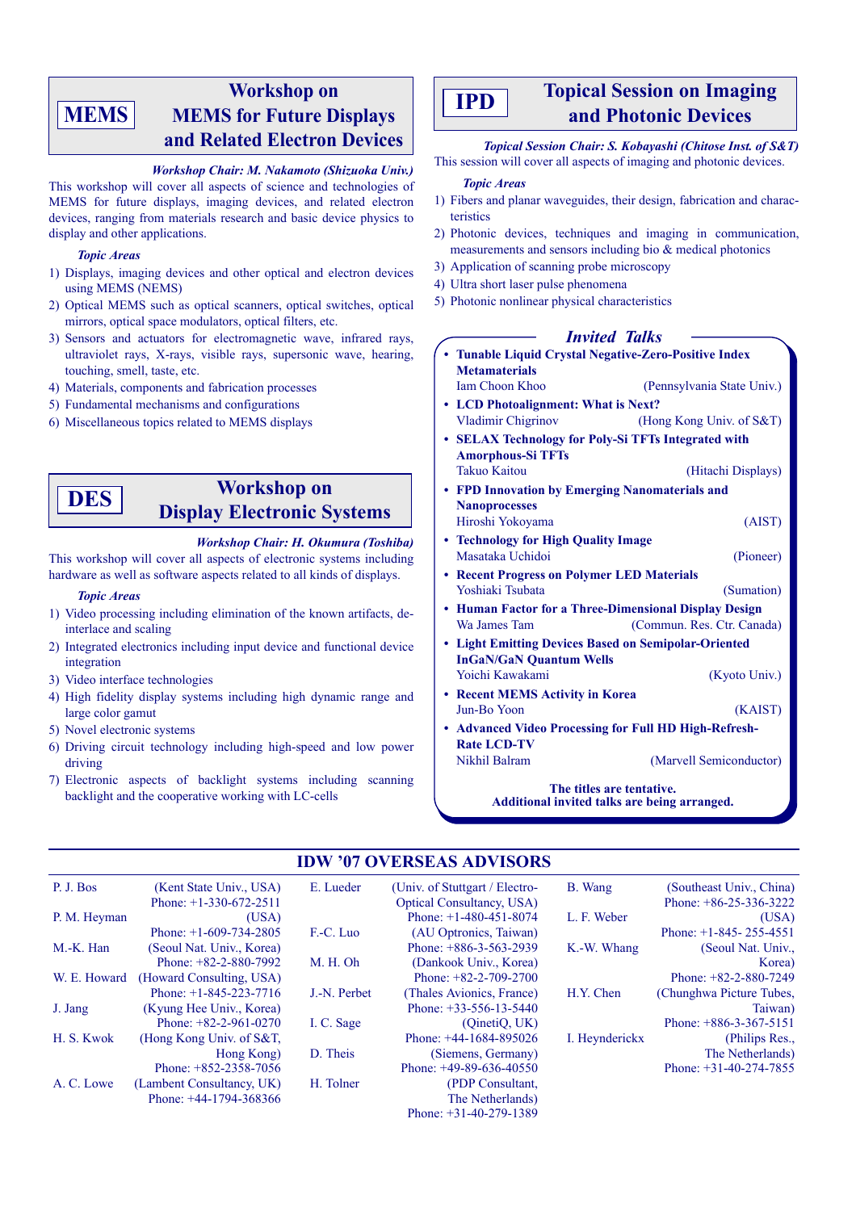## MEMS — Workshop on MEMS for Future Displays and Related Electron Devices

*Workshop Chair: M. Nakamoto (Shizuoka Univ.)*

This workshop will cover all aspects of science and technologies of MEMS for future displays, imaging devices, and related electron devices, ranging from materials research and basic device physics to display and other applications.

*Topic Areas*

1) Displays, imaging devices and other optical and electron devices using MEMS (NEMS)
2) Optical MEMS such as optical scanners, optical switches, optical mirrors, optical space modulators, optical filters, etc.
3) Sensors and actuators for electromagnetic wave, infrared rays, ultraviolet rays, X-rays, visible rays, supersonic wave, hearing, touching, smell, taste, etc.
4) Materials, components and fabrication processes
5) Fundamental mechanisms and configurations
6) Miscellaneous topics related to MEMS displays

## DES — Workshop on Display Electronic Systems

*Workshop Chair: H. Okumura (Toshiba)*

This workshop will cover all aspects of electronic systems including hardware as well as software aspects related to all kinds of displays.

*Topic Areas*

1) Video processing including elimination of the known artifacts, de-interlace and scaling
2) Integrated electronics including input device and functional device integration
3) Video interface technologies
4) High fidelity display systems including high dynamic range and large color gamut
5) Novel electronic systems
6) Driving circuit technology including high-speed and low power driving
7) Electronic aspects of backlight systems including scanning backlight and the cooperative working with LC-cells

## IPD — Topical Session on Imaging and Photonic Devices

*Topical Session Chair: S. Kobayashi (Chitose Inst. of S&T)*

This session will cover all aspects of imaging and photonic devices.

*Topic Areas*

1) Fibers and planar waveguides, their design, fabrication and characteristics
2) Photonic devices, techniques and imaging in communication, measurements and sensors including bio & medical photonics
3) Application of scanning probe microscopy
4) Ultra short laser pulse phenomena
5) Photonic nonlinear physical characteristics

### *Invited Talks*

- **Tunable Liquid Crystal Negative-Zero-Positive Index Metamaterials**
  Iam Choon Khoo (Pennsylvania State Univ.)
- **LCD Photoalignment: What is Next?**
  Vladimir Chigrinov (Hong Kong Univ. of S&T)
- **SELAX Technology for Poly-Si TFTs Integrated with Amorphous-Si TFTs**
  Takuo Kaitou (Hitachi Displays)
- **FPD Innovation by Emerging Nanomaterials and Nanoprocesses**
  Hiroshi Yokoyama (AIST)
- **Technology for High Quality Image**
  Masataka Uchidoi (Pioneer)
- **Recent Progress on Polymer LED Materials**
  Yoshiaki Tsubata (Sumation)
- **Human Factor for a Three-Dimensional Display Design**
  Wa James Tam (Commun. Res. Ctr. Canada)
- **Light Emitting Devices Based on Semipolar-Oriented InGaN/GaN Quantum Wells**
  Yoichi Kawakami (Kyoto Univ.)
- **Recent MEMS Activity in Korea**
  Jun-Bo Yoon (KAIST)
- **Advanced Video Processing for Full HD High-Refresh-Rate LCD-TV**
  Nikhil Balram (Marvell Semiconductor)

**The titles are tentative.**
**Additional invited talks are being arranged.**

## IDW '07 OVERSEAS ADVISORS

- P. J. Bos (Kent State Univ., USA) Phone: +1-330-672-2511
- P. M. Heyman (USA) Phone: +1-609-734-2805
- M.-K. Han (Seoul Nat. Univ., Korea) Phone: +82-2-880-7992
- W. E. Howard (Howard Consulting, USA) Phone: +1-845-223-7716
- J. Jang (Kyung Hee Univ., Korea) Phone: +82-2-961-0270
- H. S. Kwok (Hong Kong Univ. of S&T, Hong Kong) Phone: +852-2358-7056
- A. C. Lowe (Lambent Consultancy, UK) Phone: +44-1794-368366
- E. Lueder (Univ. of Stuttgart / Electro-Optical Consultancy, USA) Phone: +1-480-451-8074
- F.-C. Luo (AU Optronics, Taiwan) Phone: +886-3-563-2939
- M. H. Oh (Dankook Univ., Korea) Phone: +82-2-709-2700
- J.-N. Perbet (Thales Avionics, France) Phone: +33-556-13-5440
- I. C. Sage (QinetiQ, UK) Phone: +44-1684-895026
- D. Theis (Siemens, Germany) Phone: +49-89-636-40550
- H. Tolner (PDP Consultant, The Netherlands) Phone: +31-40-279-1389
- B. Wang (Southeast Univ., China) Phone: +86-25-336-3222
- L. F. Weber (USA) Phone: +1-845- 255-4551
- K.-W. Whang (Seoul Nat. Univ., Korea) Phone: +82-2-880-7249
- H.Y. Chen (Chunghwa Picture Tubes, Taiwan) Phone: +886-3-367-5151
- I. Heynderickx (Philips Res., The Netherlands) Phone: +31-40-274-7855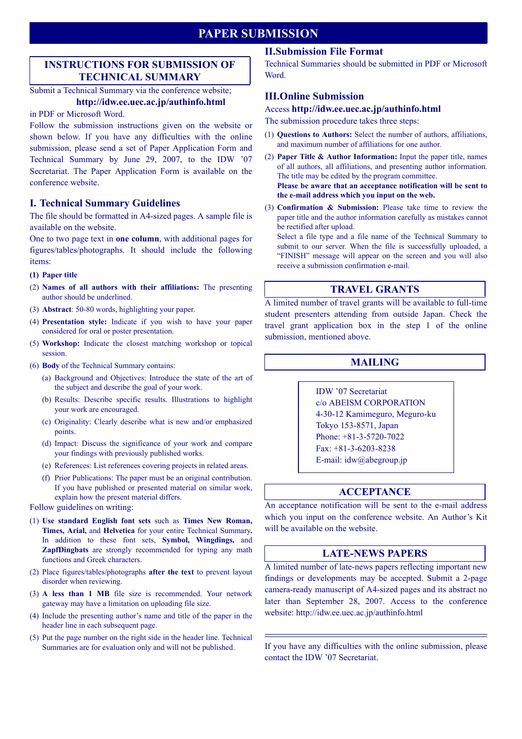# PAPER SUBMISSION

## INSTRUCTIONS FOR SUBMISSION OF TECHNICAL SUMMARY

Submit a Technical Summary via the conference website;

**http://idw.ee.uec.ac.jp/authinfo.html**

in PDF or Microsoft Word.

Follow the submission instructions given on the website or shown below. If you have any difficulties with the online submission, please send a set of Paper Application Form and Technical Summary by June 29, 2007, to the IDW '07 Secretariat. The Paper Application Form is available on the conference website.

### I. Technical Summary Guidelines

The file should be formatted in A4-sized pages. A sample file is available on the website.

One to two page text in **one column**, with additional pages for figures/tables/photographs. It should include the following items:

(1) **Paper title**

(2) **Names of all authors with their affiliations:** The presenting author should be underlined.

(3) **Abstract**: 50-80 words, highlighting your paper.

(4) **Presentation style:** Indicate if you wish to have your paper considered for oral or poster presentation.

(5) **Workshop:** Indicate the closest matching workshop or topical session.

(6) **Body** of the Technical Summary contains:

- (a) Background and Objectives: Introduce the state of the art of the subject and describe the goal of your work.
- (b) Results: Describe specific results. Illustrations to highlight your work are encouraged.
- (c) Originality: Clearly describe what is new and/or emphasized points.
- (d) Impact: Discuss the significance of your work and compare your findings with previously published works.
- (e) References: List references covering projects in related areas.
- (f) Prior Publications: The paper must be an original contribution. If you have published or presented material on similar work, explain how the present material differs.

Follow guidelines on writing:

(1) **Use standard English font sets** such as **Times New Roman, Times, Arial,** and **Helvetica** for your entire Technical Summary**.** In addition to these font sets, **Symbol, Wingdings,** and **ZapfDingbats** are strongly recommended for typing any math functions and Greek characters.

(2) Place figures/tables/photographs **after the text** to prevent layout disorder when reviewing.

(3) **A less than 1 MB** file size is recommended. Your network gateway may have a limitation on uploading file size.

(4) Include the presenting author's name and title of the paper in the header line in each subsequent page.

(5) Put the page number on the right side in the header line. Technical Summaries are for evaluation only and will not be published.

### II.Submission File Format

Technical Summaries should be submitted in PDF or Microsoft Word.

### III.Online Submission

Access **http://idw.ee.uec.ac.jp/authinfo.html**

The submission procedure takes three steps:

(1) **Questions to Authors:** Select the number of authors, affiliations, and maximum number of affiliations for one author.

(2) **Paper Title & Author Information:** Input the paper title, names of all authors, all affiliations, and presenting author information. The title may be edited by the program committee.
**Please be aware that an acceptance notification will be sent to the e-mail address which you input on the web.**

(3) **Confirmation & Submission:** Please take time to review the paper title and the author information carefully as mistakes cannot be rectified after upload.
Select a file type and a file name of the Technical Summary to submit to our server. When the file is successfully uploaded, a "FINISH" message will appear on the screen and you will also receive a submission confirmation e-mail.

## TRAVEL GRANTS

A limited number of travel grants will be available to full-time student presenters attending from outside Japan. Check the travel grant application box in the step 1 of the online submission, mentioned above.

## MAILING

IDW '07 Secretariat
c/o ABEISM CORPORATION
4-30-12 Kamimeguro, Meguro-ku
Tokyo 153-8571, Japan
Phone: +81-3-5720-7022
Fax: +81-3-6203-8238
E-mail: idw@abegroup.jp

## ACCEPTANCE

An acceptance notification will be sent to the e-mail address which you input on the conference website. An Author's Kit will be available on the website.

## LATE-NEWS PAPERS

A limited number of late-news papers reflecting important new findings or developments may be accepted. Submit a 2-page camera-ready manuscript of A4-sized pages and its abstract no later than September 28, 2007. Access to the conference website: http://idw.ee.uec.ac.jp/authinfo.html

---

If you have any difficulties with the online submission, please contact the IDW '07 Secretariat.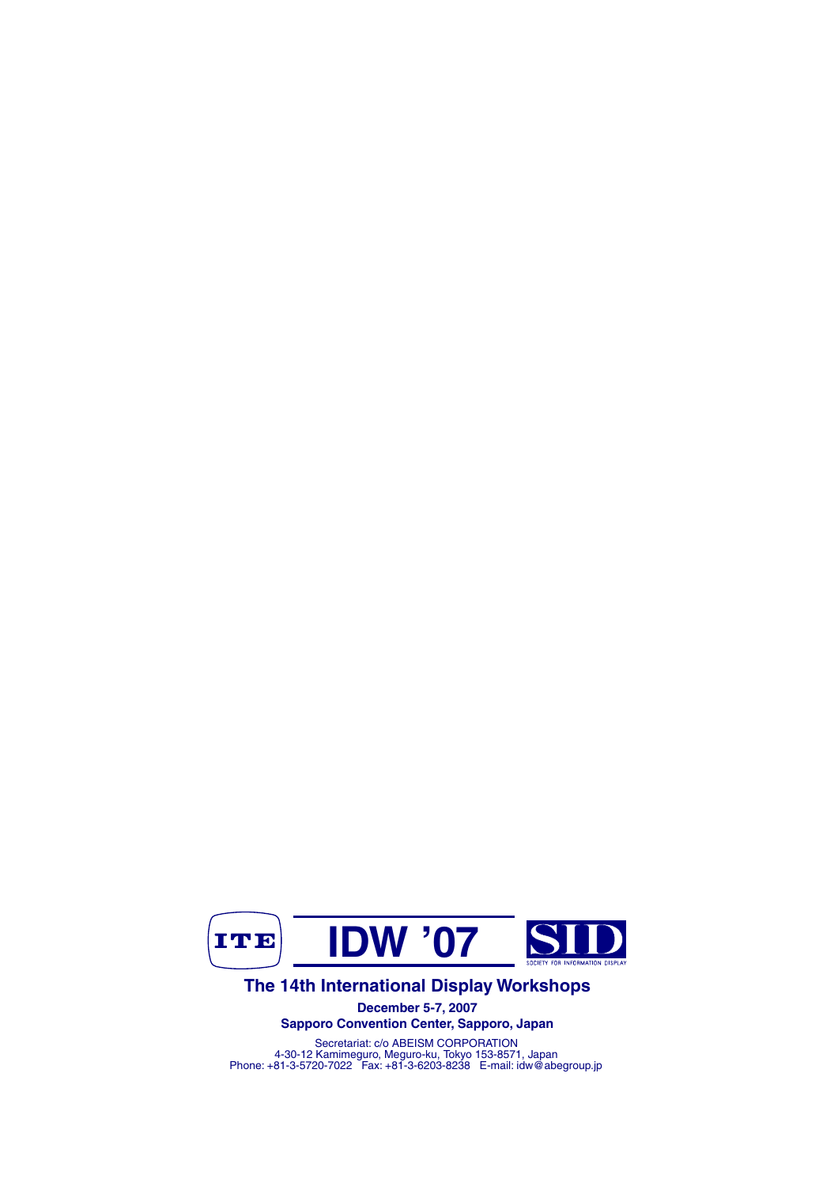ITE

# IDW '07

SID
SOCIETY FOR INFORMATION DISPLAY

## The 14th International Display Workshops

**December 5-7, 2007**
**Sapporo Convention Center, Sapporo, Japan**

Secretariat: c/o ABEISM CORPORATION
4-30-12 Kamimeguro, Meguro-ku, Tokyo 153-8571, Japan
Phone: +81-3-5720-7022 Fax: +81-3-6203-8238 E-mail: idw@abegroup.jp